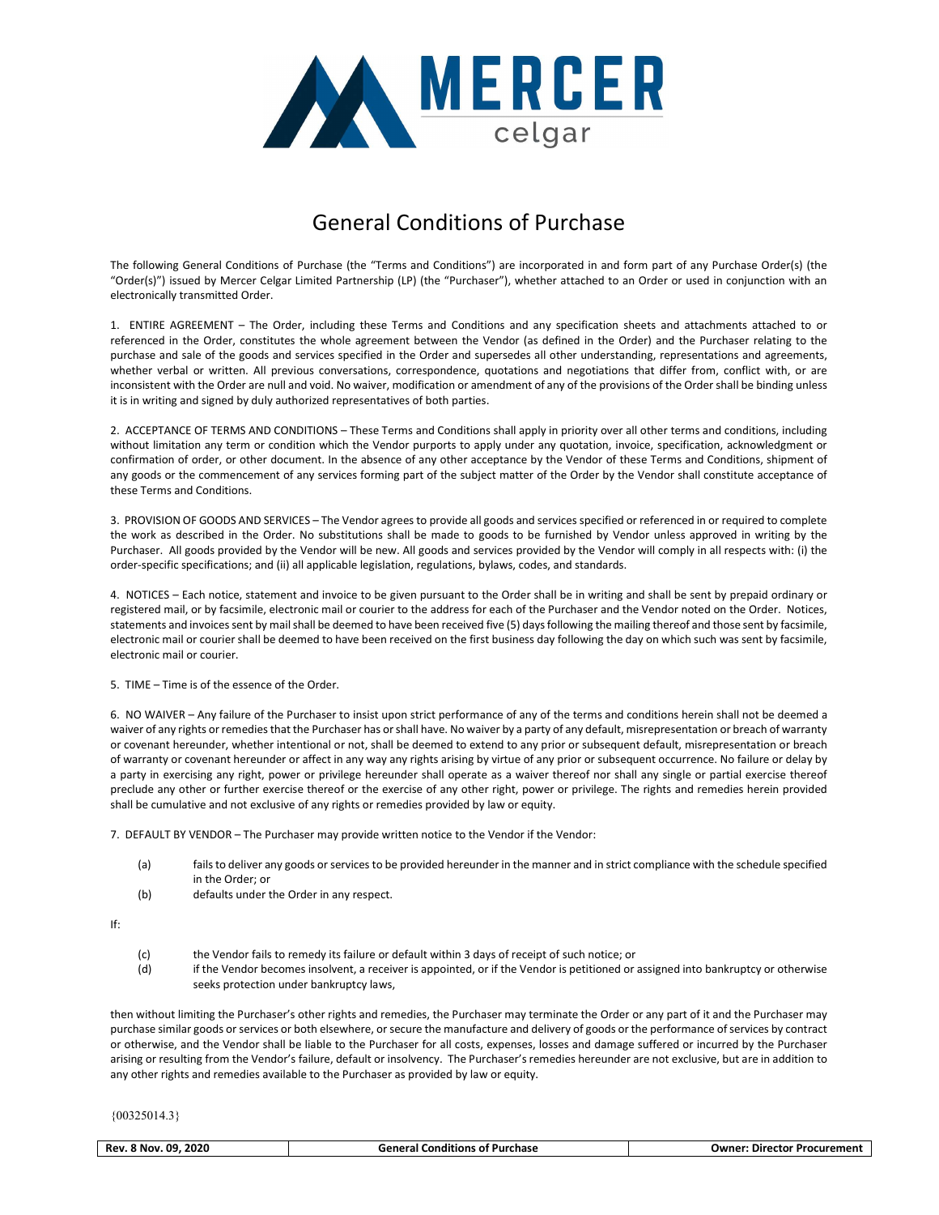# General Conditions of Purchase

The following General Conditions of Purchase (the "Terms and Conditions") are incorporated in and form part of any Purchase Order(s) (the "Order(s)") issued by Mercer Celgar Limited Partnership (LP) (the "Purchaser"), whether attached to an Order or used in conjunction with an electronically transmitted Order.

1. ENTIRE AGREEMENT – The Order, including these Terms and Conditions and any specification sheets and attachments attached to or referenced in the Order, constitutes the whole agreement between the Vendor (as defined in the Order) and the Purchaser relating to the purchase and sale of the goods and services specified in the Order and supersedes all other understanding, representations and agreements, whether verbal or written. All previous conversations, correspondence, quotations and negotiations that differ from, conflict with, or are inconsistent with the Order are null and void. No waiver, modification or amendment of any of the provisions of the Order shall be binding unless it is in writing and signed by duly authorized representatives of both parties.

2. ACCEPTANCE OF TERMS AND CONDITIONS – These Terms and Conditions shall apply in priority over all other terms and conditions, including without limitation any term or condition which the Vendor purports to apply under any quotation, invoice, specification, acknowledgment or confirmation of order, or other document. In the absence of any other acceptance by the Vendor of these Terms and Conditions, shipment of any goods or the commencement of any services forming part of the subject matter of the Order by the Vendor shall constitute acceptance of these Terms and Conditions.

3. PROVISION OF GOODS AND SERVICES – The Vendor agrees to provide all goods and services specified or referenced in or required to complete the work as described in the Order. No substitutions shall be made to goods to be furnished by Vendor unless approved in writing by the Purchaser. All goods provided by the Vendor will be new. All goods and services provided by the Vendor will comply in all respects with: (i) the order-specific specifications; and (ii) all applicable legislation, regulations, bylaws, codes, and standards.

4. NOTICES – Each notice, statement and invoice to be given pursuant to the Order shall be in writing and shall be sent by prepaid ordinary or registered mail, or by facsimile, electronic mail or courier to the address for each of the Purchaser and the Vendor noted on the Order. Notices, statements and invoices sent by mail shall be deemed to have been received five (5) days following the mailing thereof and those sent by facsimile, electronic mail or courier shall be deemed to have been received on the first business day following the day on which such was sent by facsimile, electronic mail or courier.

5. TIME – Time is of the essence of the Order.

6. NO WAIVER – Any failure of the Purchaser to insist upon strict performance of any of the terms and conditions herein shall not be deemed a waiver of any rights or remedies that the Purchaser has or shall have. No waiver by a party of any default, misrepresentation or breach of warranty or covenant hereunder, whether intentional or not, shall be deemed to extend to any prior or subsequent default, misrepresentation or breach of warranty or covenant hereunder or affect in any way any rights arising by virtue of any prior or subsequent occurrence. No failure or delay by a party in exercising any right, power or privilege hereunder shall operate as a waiver thereof nor shall any single or partial exercise thereof preclude any other or further exercise thereof or the exercise of any other right, power or privilege. The rights and remedies herein provided shall be cumulative and not exclusive of any rights or remedies provided by law or equity.

7. DEFAULT BY VENDOR – The Purchaser may provide written notice to the Vendor if the Vendor:

(a) fails to deliver any goods or services to be provided hereunder in the manner and in strict compliance with the schedule specified in the Order; or

(b) defaults under the Order in any respect.

If:

(c) the Vendor fails to remedy its failure or default within 3 days of receipt of such notice; or

(d) if the Vendor becomes insolvent, a receiver is appointed, or if the Vendor is petitioned or assigned into bankruptcy or otherwise seeks protection under bankruptcy laws,

then without limiting the Purchaser's other rights and remedies, the Purchaser may terminate the Order or any part of it and the Purchaser may purchase similar goods or services or both elsewhere, or secure the manufacture and delivery of goods or the performance of services by contract or otherwise, and the Vendor shall be liable to the Purchaser for all costs, expenses, losses and damage suffered or incurred by the Purchaser arising or resulting from the Vendor's failure, default or insolvency. The Purchaser's remedies hereunder are not exclusive, but are in addition to any other rights and remedies available to the Purchaser as provided by law or equity.

{00325014.3}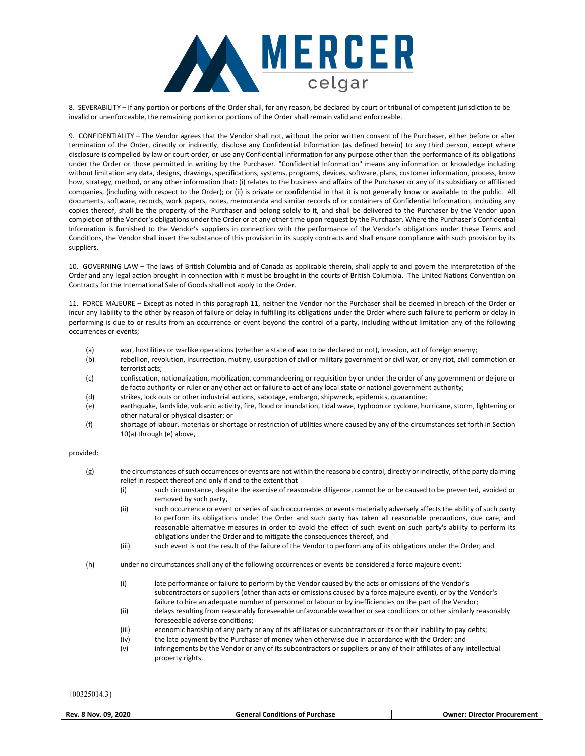8. SEVERABILITY – If any portion or portions of the Order shall, for any reason, be declared by court or tribunal of competent jurisdiction to be invalid or unenforceable, the remaining portion or portions of the Order shall remain valid and enforceable.

9. CONFIDENTIALITY – The Vendor agrees that the Vendor shall not, without the prior written consent of the Purchaser, either before or after termination of the Order, directly or indirectly, disclose any Confidential Information (as defined herein) to any third person, except where disclosure is compelled by law or court order, or use any Confidential Information for any purpose other than the performance of its obligations under the Order or those permitted in writing by the Purchaser. "Confidential Information" means any information or knowledge including without limitation any data, designs, drawings, specifications, systems, programs, devices, software, plans, customer information, process, know how, strategy, method, or any other information that: (i) relates to the business and affairs of the Purchaser or any of its subsidiary or affiliated companies, (including with respect to the Order); or (ii) is private or confidential in that it is not generally know or available to the public. All documents, software, records, work papers, notes, memoranda and similar records of or containers of Confidential Information, including any copies thereof, shall be the property of the Purchaser and belong solely to it, and shall be delivered to the Purchaser by the Vendor upon completion of the Vendor's obligations under the Order or at any other time upon request by the Purchaser. Where the Purchaser's Confidential Information is furnished to the Vendor's suppliers in connection with the performance of the Vendor's obligations under these Terms and Conditions, the Vendor shall insert the substance of this provision in its supply contracts and shall ensure compliance with such provision by its suppliers.

10. GOVERNING LAW – The laws of British Columbia and of Canada as applicable therein, shall apply to and govern the interpretation of the Order and any legal action brought in connection with it must be brought in the courts of British Columbia. The United Nations Convention on Contracts for the International Sale of Goods shall not apply to the Order.

11. FORCE MAJEURE – Except as noted in this paragraph 11, neither the Vendor nor the Purchaser shall be deemed in breach of the Order or incur any liability to the other by reason of failure or delay in fulfilling its obligations under the Order where such failure to perform or delay in performing is due to or results from an occurrence or event beyond the control of a party, including without limitation any of the following occurrences or events;

(a) war, hostilities or warlike operations (whether a state of war to be declared or not), invasion, act of foreign enemy;
(b) rebellion, revolution, insurrection, mutiny, usurpation of civil or military government or civil war, or any riot, civil commotion or terrorist acts;
(c) confiscation, nationalization, mobilization, commandeering or requisition by or under the order of any government or de jure or de facto authority or ruler or any other act or failure to act of any local state or national government authority;
(d) strikes, lock outs or other industrial actions, sabotage, embargo, shipwreck, epidemics, quarantine;
(e) earthquake, landslide, volcanic activity, fire, flood or inundation, tidal wave, typhoon or cyclone, hurricane, storm, lightening or other natural or physical disaster; or
(f) shortage of labour, materials or shortage or restriction of utilities where caused by any of the circumstances set forth in Section 10(a) through (e) above,

provided:

(g) the circumstances of such occurrences or events are not within the reasonable control, directly or indirectly, of the party claiming relief in respect thereof and only if and to the extent that
  (i) such circumstance, despite the exercise of reasonable diligence, cannot be or be caused to be prevented, avoided or removed by such party,
  (ii) such occurrence or event or series of such occurrences or events materially adversely affects the ability of such party to perform its obligations under the Order and such party has taken all reasonable precautions, due care, and reasonable alternative measures in order to avoid the effect of such event on such party's ability to perform its obligations under the Order and to mitigate the consequences thereof, and
  (iii) such event is not the result of the failure of the Vendor to perform any of its obligations under the Order; and

(h) under no circumstances shall any of the following occurrences or events be considered a force majeure event:
  (i) late performance or failure to perform by the Vendor caused by the acts or omissions of the Vendor's subcontractors or suppliers (other than acts or omissions caused by a force majeure event), or by the Vendor's failure to hire an adequate number of personnel or labour or by inefficiencies on the part of the Vendor;
  (ii) delays resulting from reasonably foreseeable unfavourable weather or sea conditions or other similarly reasonably foreseeable adverse conditions;
  (iii) economic hardship of any party or any of its affiliates or subcontractors or its or their inability to pay debts;
  (iv) the late payment by the Purchaser of money when otherwise due in accordance with the Order; and
  (v) infringements by the Vendor or any of its subcontractors or suppliers or any of their affiliates of any intellectual property rights.

{00325014.3}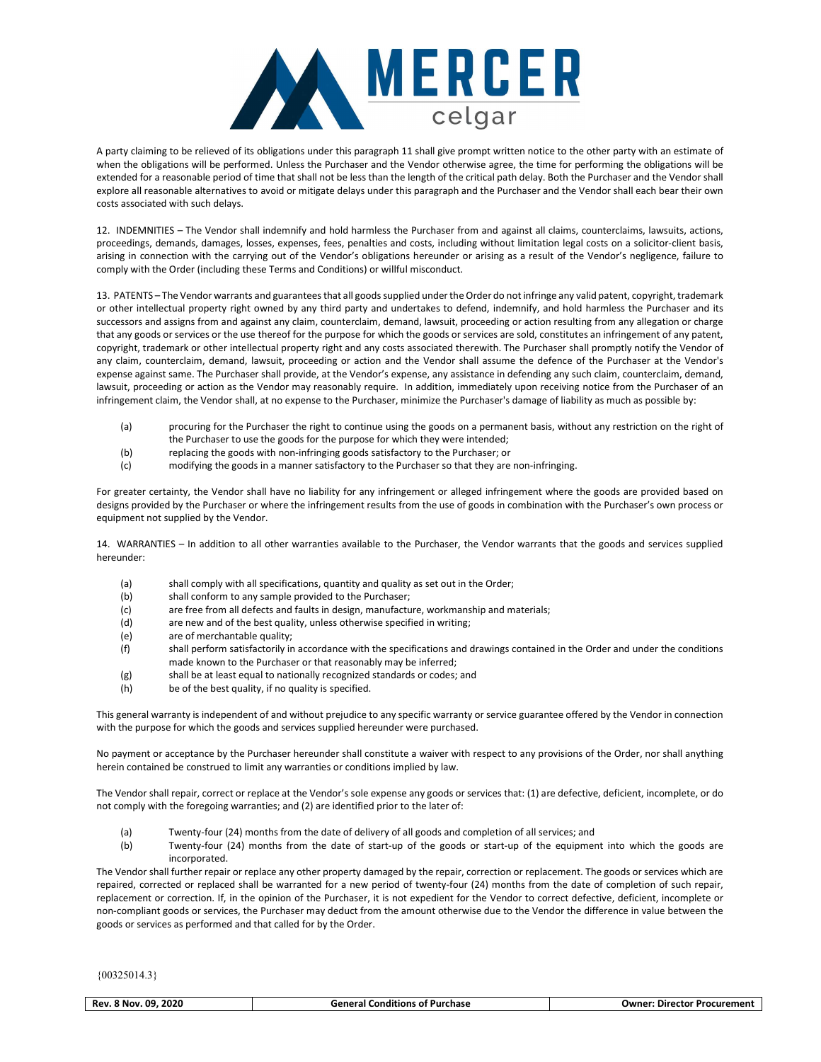A party claiming to be relieved of its obligations under this paragraph 11 shall give prompt written notice to the other party with an estimate of when the obligations will be performed. Unless the Purchaser and the Vendor otherwise agree, the time for performing the obligations will be extended for a reasonable period of time that shall not be less than the length of the critical path delay. Both the Purchaser and the Vendor shall explore all reasonable alternatives to avoid or mitigate delays under this paragraph and the Purchaser and the Vendor shall each bear their own costs associated with such delays.

12. INDEMNITIES – The Vendor shall indemnify and hold harmless the Purchaser from and against all claims, counterclaims, lawsuits, actions, proceedings, demands, damages, losses, expenses, fees, penalties and costs, including without limitation legal costs on a solicitor-client basis, arising in connection with the carrying out of the Vendor's obligations hereunder or arising as a result of the Vendor's negligence, failure to comply with the Order (including these Terms and Conditions) or willful misconduct.

13. PATENTS – The Vendor warrants and guarantees that all goods supplied under the Order do not infringe any valid patent, copyright, trademark or other intellectual property right owned by any third party and undertakes to defend, indemnify, and hold harmless the Purchaser and its successors and assigns from and against any claim, counterclaim, demand, lawsuit, proceeding or action resulting from any allegation or charge that any goods or services or the use thereof for the purpose for which the goods or services are sold, constitutes an infringement of any patent, copyright, trademark or other intellectual property right and any costs associated therewith. The Purchaser shall promptly notify the Vendor of any claim, counterclaim, demand, lawsuit, proceeding or action and the Vendor shall assume the defence of the Purchaser at the Vendor's expense against same. The Purchaser shall provide, at the Vendor's expense, any assistance in defending any such claim, counterclaim, demand, lawsuit, proceeding or action as the Vendor may reasonably require. In addition, immediately upon receiving notice from the Purchaser of an infringement claim, the Vendor shall, at no expense to the Purchaser, minimize the Purchaser's damage of liability as much as possible by:

(a) procuring for the Purchaser the right to continue using the goods on a permanent basis, without any restriction on the right of the Purchaser to use the goods for the purpose for which they were intended;
(b) replacing the goods with non-infringing goods satisfactory to the Purchaser; or
(c) modifying the goods in a manner satisfactory to the Purchaser so that they are non-infringing.

For greater certainty, the Vendor shall have no liability for any infringement or alleged infringement where the goods are provided based on designs provided by the Purchaser or where the infringement results from the use of goods in combination with the Purchaser's own process or equipment not supplied by the Vendor.

14. WARRANTIES – In addition to all other warranties available to the Purchaser, the Vendor warrants that the goods and services supplied hereunder:

(a) shall comply with all specifications, quantity and quality as set out in the Order;
(b) shall conform to any sample provided to the Purchaser;
(c) are free from all defects and faults in design, manufacture, workmanship and materials;
(d) are new and of the best quality, unless otherwise specified in writing;
(e) are of merchantable quality;
(f) shall perform satisfactorily in accordance with the specifications and drawings contained in the Order and under the conditions made known to the Purchaser or that reasonably may be inferred;
(g) shall be at least equal to nationally recognized standards or codes; and
(h) be of the best quality, if no quality is specified.

This general warranty is independent of and without prejudice to any specific warranty or service guarantee offered by the Vendor in connection with the purpose for which the goods and services supplied hereunder were purchased.

No payment or acceptance by the Purchaser hereunder shall constitute a waiver with respect to any provisions of the Order, nor shall anything herein contained be construed to limit any warranties or conditions implied by law.

The Vendor shall repair, correct or replace at the Vendor's sole expense any goods or services that: (1) are defective, deficient, incomplete, or do not comply with the foregoing warranties; and (2) are identified prior to the later of:

(a) Twenty-four (24) months from the date of delivery of all goods and completion of all services; and
(b) Twenty-four (24) months from the date of start-up of the goods or start-up of the equipment into which the goods are incorporated.

The Vendor shall further repair or replace any other property damaged by the repair, correction or replacement. The goods or services which are repaired, corrected or replaced shall be warranted for a new period of twenty-four (24) months from the date of completion of such repair, replacement or correction. If, in the opinion of the Purchaser, it is not expedient for the Vendor to correct defective, deficient, incomplete or non-compliant goods or services, the Purchaser may deduct from the amount otherwise due to the Vendor the difference in value between the goods or services as performed and that called for by the Order.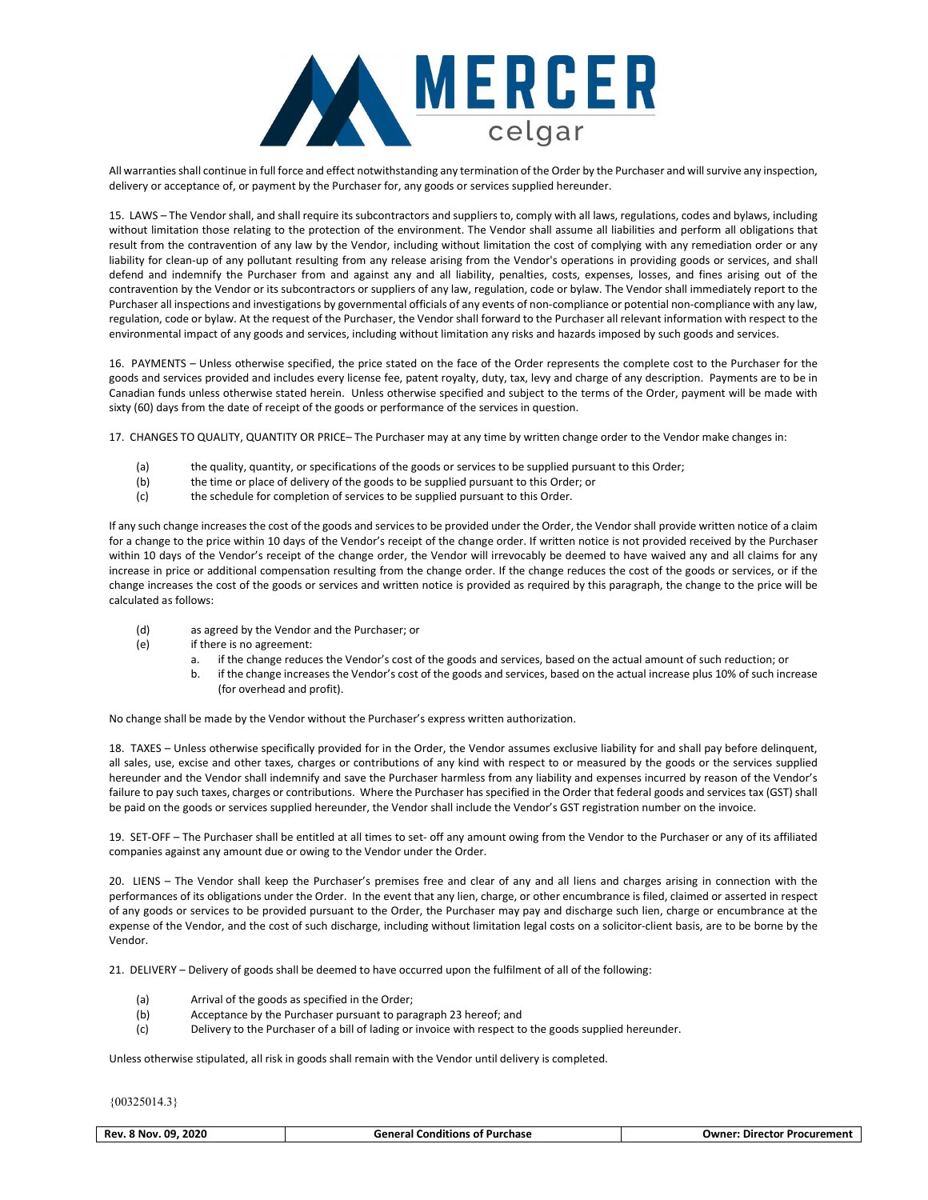All warranties shall continue in full force and effect notwithstanding any termination of the Order by the Purchaser and will survive any inspection, delivery or acceptance of, or payment by the Purchaser for, any goods or services supplied hereunder.

15. LAWS – The Vendor shall, and shall require its subcontractors and suppliers to, comply with all laws, regulations, codes and bylaws, including without limitation those relating to the protection of the environment. The Vendor shall assume all liabilities and perform all obligations that result from the contravention of any law by the Vendor, including without limitation the cost of complying with any remediation order or any liability for clean-up of any pollutant resulting from any release arising from the Vendor's operations in providing goods or services, and shall defend and indemnify the Purchaser from and against any and all liability, penalties, costs, expenses, losses, and fines arising out of the contravention by the Vendor or its subcontractors or suppliers of any law, regulation, code or bylaw. The Vendor shall immediately report to the Purchaser all inspections and investigations by governmental officials of any events of non-compliance or potential non-compliance with any law, regulation, code or bylaw. At the request of the Purchaser, the Vendor shall forward to the Purchaser all relevant information with respect to the environmental impact of any goods and services, including without limitation any risks and hazards imposed by such goods and services.

16. PAYMENTS – Unless otherwise specified, the price stated on the face of the Order represents the complete cost to the Purchaser for the goods and services provided and includes every license fee, patent royalty, duty, tax, levy and charge of any description. Payments are to be in Canadian funds unless otherwise stated herein. Unless otherwise specified and subject to the terms of the Order, payment will be made with sixty (60) days from the date of receipt of the goods or performance of the services in question.

17. CHANGES TO QUALITY, QUANTITY OR PRICE– The Purchaser may at any time by written change order to the Vendor make changes in:

(a) the quality, quantity, or specifications of the goods or services to be supplied pursuant to this Order;
(b) the time or place of delivery of the goods to be supplied pursuant to this Order; or
(c) the schedule for completion of services to be supplied pursuant to this Order.

If any such change increases the cost of the goods and services to be provided under the Order, the Vendor shall provide written notice of a claim for a change to the price within 10 days of the Vendor's receipt of the change order. If written notice is not provided received by the Purchaser within 10 days of the Vendor's receipt of the change order, the Vendor will irrevocably be deemed to have waived any and all claims for any increase in price or additional compensation resulting from the change order. If the change reduces the cost of the goods or services, or if the change increases the cost of the goods or services and written notice is provided as required by this paragraph, the change to the price will be calculated as follows:

(d) as agreed by the Vendor and the Purchaser; or
(e) if there is no agreement:
  a. if the change reduces the Vendor's cost of the goods and services, based on the actual amount of such reduction; or
  b. if the change increases the Vendor's cost of the goods and services, based on the actual increase plus 10% of such increase (for overhead and profit).

No change shall be made by the Vendor without the Purchaser's express written authorization.

18. TAXES – Unless otherwise specifically provided for in the Order, the Vendor assumes exclusive liability for and shall pay before delinquent, all sales, use, excise and other taxes, charges or contributions of any kind with respect to or measured by the goods or the services supplied hereunder and the Vendor shall indemnify and save the Purchaser harmless from any liability and expenses incurred by reason of the Vendor's failure to pay such taxes, charges or contributions. Where the Purchaser has specified in the Order that federal goods and services tax (GST) shall be paid on the goods or services supplied hereunder, the Vendor shall include the Vendor's GST registration number on the invoice.

19. SET-OFF – The Purchaser shall be entitled at all times to set- off any amount owing from the Vendor to the Purchaser or any of its affiliated companies against any amount due or owing to the Vendor under the Order.

20. LIENS – The Vendor shall keep the Purchaser's premises free and clear of any and all liens and charges arising in connection with the performances of its obligations under the Order. In the event that any lien, charge, or other encumbrance is filed, claimed or asserted in respect of any goods or services to be provided pursuant to the Order, the Purchaser may pay and discharge such lien, charge or encumbrance at the expense of the Vendor, and the cost of such discharge, including without limitation legal costs on a solicitor-client basis, are to be borne by the Vendor.

21. DELIVERY – Delivery of goods shall be deemed to have occurred upon the fulfilment of all of the following:

(a) Arrival of the goods as specified in the Order;
(b) Acceptance by the Purchaser pursuant to paragraph 23 hereof; and
(c) Delivery to the Purchaser of a bill of lading or invoice with respect to the goods supplied hereunder.

Unless otherwise stipulated, all risk in goods shall remain with the Vendor until delivery is completed.

{00325014.3}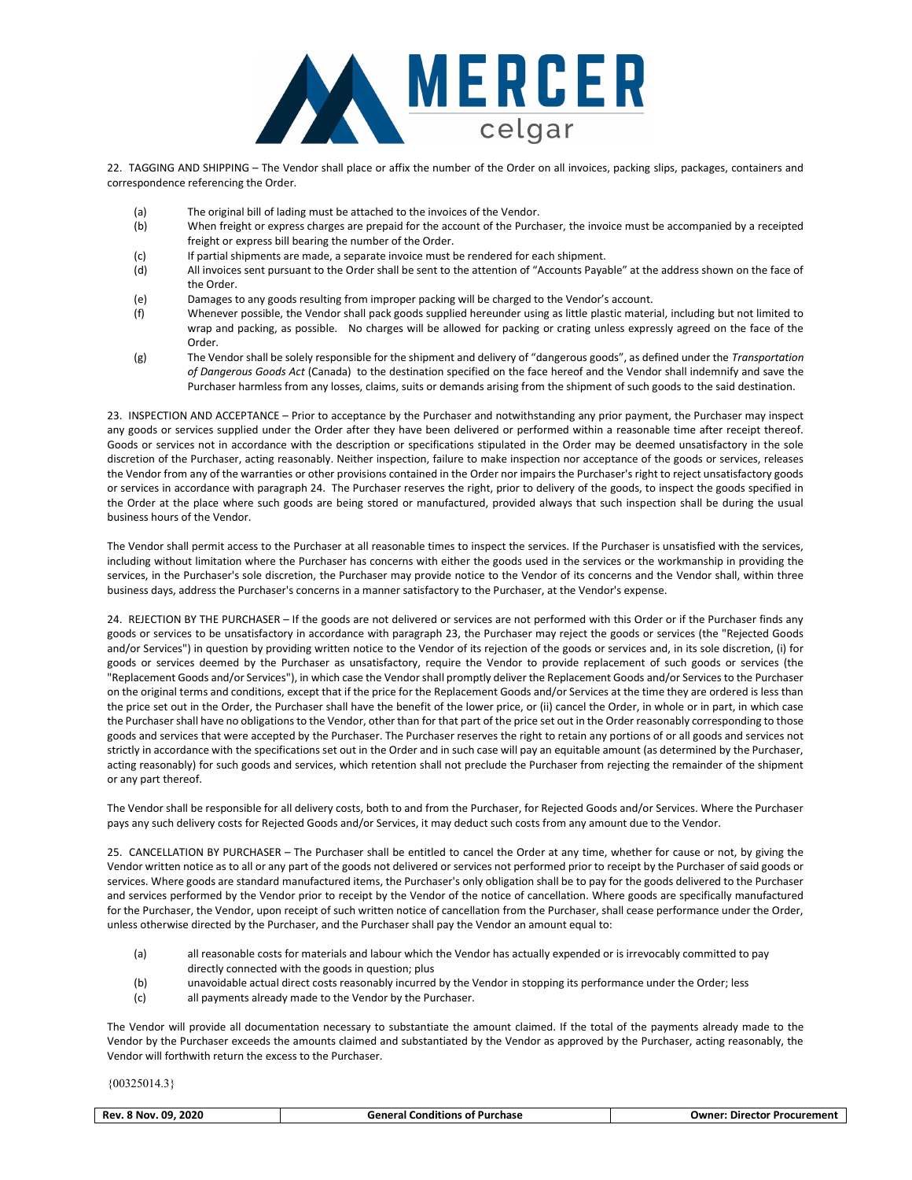22. TAGGING AND SHIPPING – The Vendor shall place or affix the number of the Order on all invoices, packing slips, packages, containers and correspondence referencing the Order.

(a) The original bill of lading must be attached to the invoices of the Vendor.

(b) When freight or express charges are prepaid for the account of the Purchaser, the invoice must be accompanied by a receipted freight or express bill bearing the number of the Order.

(c) If partial shipments are made, a separate invoice must be rendered for each shipment.

(d) All invoices sent pursuant to the Order shall be sent to the attention of "Accounts Payable" at the address shown on the face of the Order.

(e) Damages to any goods resulting from improper packing will be charged to the Vendor's account.

(f) Whenever possible, the Vendor shall pack goods supplied hereunder using as little plastic material, including but not limited to wrap and packing, as possible. No charges will be allowed for packing or crating unless expressly agreed on the face of the Order.

(g) The Vendor shall be solely responsible for the shipment and delivery of "dangerous goods", as defined under the *Transportation of Dangerous Goods Act* (Canada) to the destination specified on the face hereof and the Vendor shall indemnify and save the Purchaser harmless from any losses, claims, suits or demands arising from the shipment of such goods to the said destination.

23. INSPECTION AND ACCEPTANCE – Prior to acceptance by the Purchaser and notwithstanding any prior payment, the Purchaser may inspect any goods or services supplied under the Order after they have been delivered or performed within a reasonable time after receipt thereof. Goods or services not in accordance with the description or specifications stipulated in the Order may be deemed unsatisfactory in the sole discretion of the Purchaser, acting reasonably. Neither inspection, failure to make inspection nor acceptance of the goods or services, releases the Vendor from any of the warranties or other provisions contained in the Order nor impairs the Purchaser's right to reject unsatisfactory goods or services in accordance with paragraph 24. The Purchaser reserves the right, prior to delivery of the goods, to inspect the goods specified in the Order at the place where such goods are being stored or manufactured, provided always that such inspection shall be during the usual business hours of the Vendor.

The Vendor shall permit access to the Purchaser at all reasonable times to inspect the services. If the Purchaser is unsatisfied with the services, including without limitation where the Purchaser has concerns with either the goods used in the services or the workmanship in providing the services, in the Purchaser's sole discretion, the Purchaser may provide notice to the Vendor of its concerns and the Vendor shall, within three business days, address the Purchaser's concerns in a manner satisfactory to the Purchaser, at the Vendor's expense.

24. REJECTION BY THE PURCHASER – If the goods are not delivered or services are not performed with this Order or if the Purchaser finds any goods or services to be unsatisfactory in accordance with paragraph 23, the Purchaser may reject the goods or services (the "Rejected Goods and/or Services") in question by providing written notice to the Vendor of its rejection of the goods or services and, in its sole discretion, (i) for goods or services deemed by the Purchaser as unsatisfactory, require the Vendor to provide replacement of such goods or services (the "Replacement Goods and/or Services"), in which case the Vendor shall promptly deliver the Replacement Goods and/or Services to the Purchaser on the original terms and conditions, except that if the price for the Replacement Goods and/or Services at the time they are ordered is less than the price set out in the Order, the Purchaser shall have the benefit of the lower price, or (ii) cancel the Order, in whole or in part, in which case the Purchaser shall have no obligations to the Vendor, other than for that part of the price set out in the Order reasonably corresponding to those goods and services that were accepted by the Purchaser. The Purchaser reserves the right to retain any portions of or all goods and services not strictly in accordance with the specifications set out in the Order and in such case will pay an equitable amount (as determined by the Purchaser, acting reasonably) for such goods and services, which retention shall not preclude the Purchaser from rejecting the remainder of the shipment or any part thereof.

The Vendor shall be responsible for all delivery costs, both to and from the Purchaser, for Rejected Goods and/or Services. Where the Purchaser pays any such delivery costs for Rejected Goods and/or Services, it may deduct such costs from any amount due to the Vendor.

25. CANCELLATION BY PURCHASER – The Purchaser shall be entitled to cancel the Order at any time, whether for cause or not, by giving the Vendor written notice as to all or any part of the goods not delivered or services not performed prior to receipt by the Purchaser of said goods or services. Where goods are standard manufactured items, the Purchaser's only obligation shall be to pay for the goods delivered to the Purchaser and services performed by the Vendor prior to receipt by the Vendor of the notice of cancellation. Where goods are specifically manufactured for the Purchaser, the Vendor, upon receipt of such written notice of cancellation from the Purchaser, shall cease performance under the Order, unless otherwise directed by the Purchaser, and the Purchaser shall pay the Vendor an amount equal to:

(a) all reasonable costs for materials and labour which the Vendor has actually expended or is irrevocably committed to pay directly connected with the goods in question; plus

(b) unavoidable actual direct costs reasonably incurred by the Vendor in stopping its performance under the Order; less

(c) all payments already made to the Vendor by the Purchaser.

The Vendor will provide all documentation necessary to substantiate the amount claimed. If the total of the payments already made to the Vendor by the Purchaser exceeds the amounts claimed and substantiated by the Vendor as approved by the Purchaser, acting reasonably, the Vendor will forthwith return the excess to the Purchaser.

{00325014.3}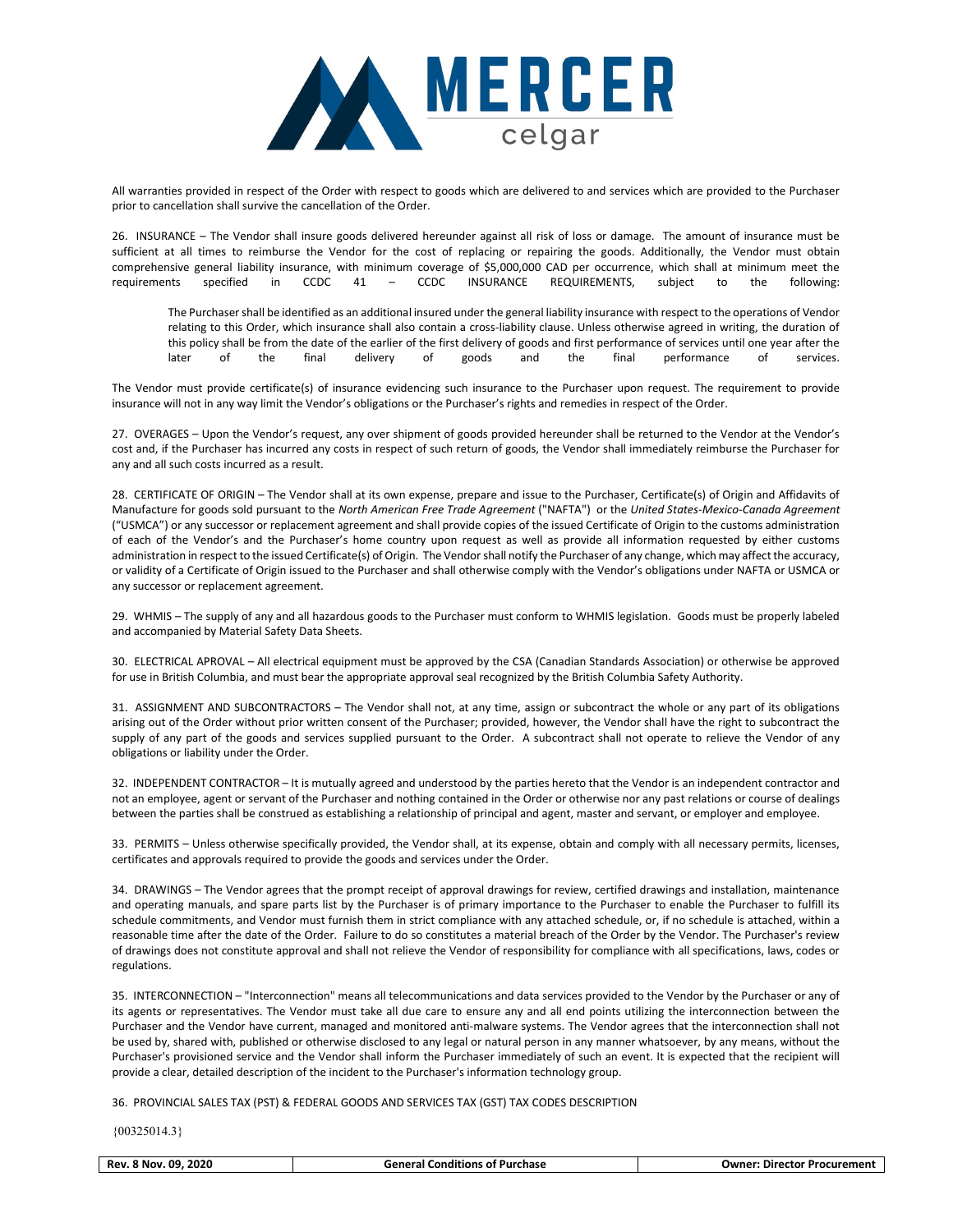All warranties provided in respect of the Order with respect to goods which are delivered to and services which are provided to the Purchaser prior to cancellation shall survive the cancellation of the Order.

26. INSURANCE – The Vendor shall insure goods delivered hereunder against all risk of loss or damage. The amount of insurance must be sufficient at all times to reimburse the Vendor for the cost of replacing or repairing the goods. Additionally, the Vendor must obtain comprehensive general liability insurance, with minimum coverage of $5,000,000 CAD per occurrence, which shall at minimum meet the requirements specified in CCDC 41 – CCDC INSURANCE REQUIREMENTS, subject to the following:

> The Purchaser shall be identified as an additional insured under the general liability insurance with respect to the operations of Vendor relating to this Order, which insurance shall also contain a cross-liability clause. Unless otherwise agreed in writing, the duration of this policy shall be from the date of the earlier of the first delivery of goods and first performance of services until one year after the later of the final delivery of goods and the final performance of services.

The Vendor must provide certificate(s) of insurance evidencing such insurance to the Purchaser upon request. The requirement to provide insurance will not in any way limit the Vendor's obligations or the Purchaser's rights and remedies in respect of the Order.

27. OVERAGES – Upon the Vendor's request, any over shipment of goods provided hereunder shall be returned to the Vendor at the Vendor's cost and, if the Purchaser has incurred any costs in respect of such return of goods, the Vendor shall immediately reimburse the Purchaser for any and all such costs incurred as a result.

28. CERTIFICATE OF ORIGIN – The Vendor shall at its own expense, prepare and issue to the Purchaser, Certificate(s) of Origin and Affidavits of Manufacture for goods sold pursuant to the *North American Free Trade Agreement* ("NAFTA") or the *United States-Mexico-Canada Agreement* ("USMCA") or any successor or replacement agreement and shall provide copies of the issued Certificate of Origin to the customs administration of each of the Vendor's and the Purchaser's home country upon request as well as provide all information requested by either customs administration in respect to the issued Certificate(s) of Origin. The Vendor shall notify the Purchaser of any change, which may affect the accuracy, or validity of a Certificate of Origin issued to the Purchaser and shall otherwise comply with the Vendor's obligations under NAFTA or USMCA or any successor or replacement agreement.

29. WHMIS – The supply of any and all hazardous goods to the Purchaser must conform to WHMIS legislation. Goods must be properly labeled and accompanied by Material Safety Data Sheets.

30. ELECTRICAL APROVAL – All electrical equipment must be approved by the CSA (Canadian Standards Association) or otherwise be approved for use in British Columbia, and must bear the appropriate approval seal recognized by the British Columbia Safety Authority.

31. ASSIGNMENT AND SUBCONTRACTORS – The Vendor shall not, at any time, assign or subcontract the whole or any part of its obligations arising out of the Order without prior written consent of the Purchaser; provided, however, the Vendor shall have the right to subcontract the supply of any part of the goods and services supplied pursuant to the Order. A subcontract shall not operate to relieve the Vendor of any obligations or liability under the Order.

32. INDEPENDENT CONTRACTOR – It is mutually agreed and understood by the parties hereto that the Vendor is an independent contractor and not an employee, agent or servant of the Purchaser and nothing contained in the Order or otherwise nor any past relations or course of dealings between the parties shall be construed as establishing a relationship of principal and agent, master and servant, or employer and employee.

33. PERMITS – Unless otherwise specifically provided, the Vendor shall, at its expense, obtain and comply with all necessary permits, licenses, certificates and approvals required to provide the goods and services under the Order.

34. DRAWINGS – The Vendor agrees that the prompt receipt of approval drawings for review, certified drawings and installation, maintenance and operating manuals, and spare parts list by the Purchaser is of primary importance to the Purchaser to enable the Purchaser to fulfill its schedule commitments, and Vendor must furnish them in strict compliance with any attached schedule, or, if no schedule is attached, within a reasonable time after the date of the Order. Failure to do so constitutes a material breach of the Order by the Vendor. The Purchaser's review of drawings does not constitute approval and shall not relieve the Vendor of responsibility for compliance with all specifications, laws, codes or regulations.

35. INTERCONNECTION – "Interconnection" means all telecommunications and data services provided to the Vendor by the Purchaser or any of its agents or representatives. The Vendor must take all due care to ensure any and all end points utilizing the interconnection between the Purchaser and the Vendor have current, managed and monitored anti-malware systems. The Vendor agrees that the interconnection shall not be used by, shared with, published or otherwise disclosed to any legal or natural person in any manner whatsoever, by any means, without the Purchaser's provisioned service and the Vendor shall inform the Purchaser immediately of such an event. It is expected that the recipient will provide a clear, detailed description of the incident to the Purchaser's information technology group.

36. PROVINCIAL SALES TAX (PST) & FEDERAL GOODS AND SERVICES TAX (GST) TAX CODES DESCRIPTION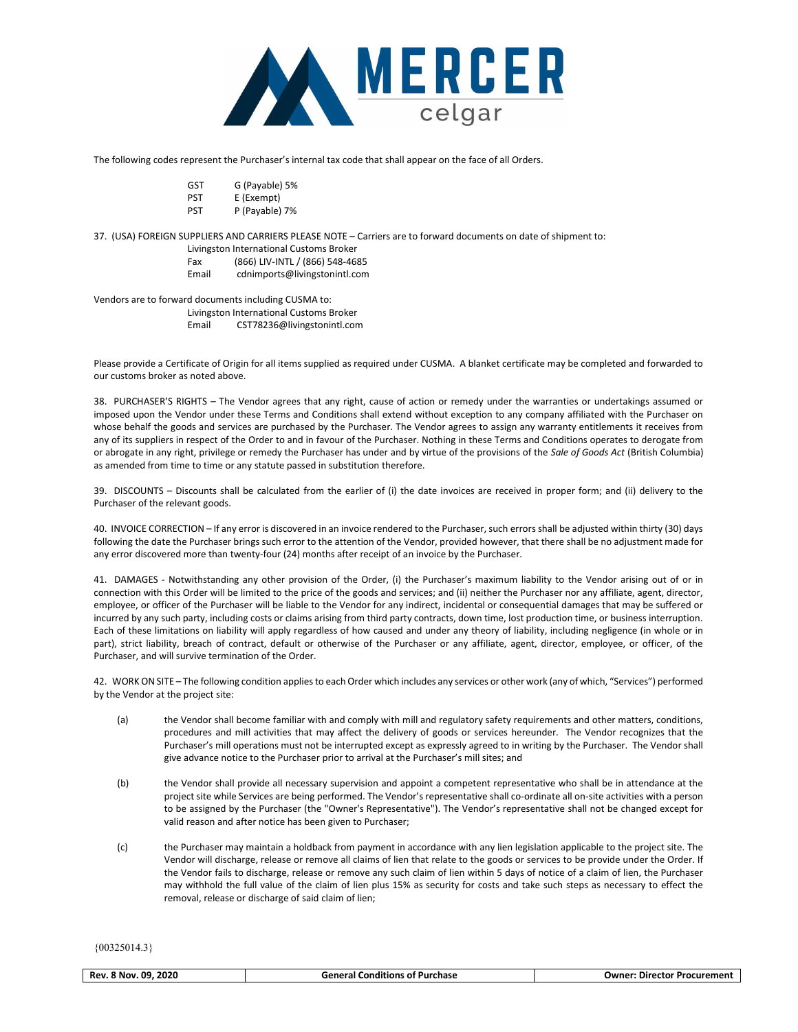The following codes represent the Purchaser's internal tax code that shall appear on the face of all Orders.

| | |
|---|---|
| GST | G (Payable) 5% |
| PST | E (Exempt) |
| PST | P (Payable) 7% |

37. (USA) FOREIGN SUPPLIERS AND CARRIERS PLEASE NOTE – Carriers are to forward documents on date of shipment to:

Livingston International Customs Broker
Fax (866) LIV-INTL / (866) 548-4685
Email cdnimports@livingstonintl.com

Vendors are to forward documents including CUSMA to:

Livingston International Customs Broker
Email CST78236@livingstonintl.com

Please provide a Certificate of Origin for all items supplied as required under CUSMA. A blanket certificate may be completed and forwarded to our customs broker as noted above.

38. PURCHASER'S RIGHTS – The Vendor agrees that any right, cause of action or remedy under the warranties or undertakings assumed or imposed upon the Vendor under these Terms and Conditions shall extend without exception to any company affiliated with the Purchaser on whose behalf the goods and services are purchased by the Purchaser. The Vendor agrees to assign any warranty entitlements it receives from any of its suppliers in respect of the Order to and in favour of the Purchaser. Nothing in these Terms and Conditions operates to derogate from or abrogate in any right, privilege or remedy the Purchaser has under and by virtue of the provisions of the *Sale of Goods Act* (British Columbia) as amended from time to time or any statute passed in substitution therefore.

39. DISCOUNTS – Discounts shall be calculated from the earlier of (i) the date invoices are received in proper form; and (ii) delivery to the Purchaser of the relevant goods.

40. INVOICE CORRECTION – If any error is discovered in an invoice rendered to the Purchaser, such errors shall be adjusted within thirty (30) days following the date the Purchaser brings such error to the attention of the Vendor, provided however, that there shall be no adjustment made for any error discovered more than twenty-four (24) months after receipt of an invoice by the Purchaser.

41. DAMAGES - Notwithstanding any other provision of the Order, (i) the Purchaser's maximum liability to the Vendor arising out of or in connection with this Order will be limited to the price of the goods and services; and (ii) neither the Purchaser nor any affiliate, agent, director, employee, or officer of the Purchaser will be liable to the Vendor for any indirect, incidental or consequential damages that may be suffered or incurred by any such party, including costs or claims arising from third party contracts, down time, lost production time, or business interruption. Each of these limitations on liability will apply regardless of how caused and under any theory of liability, including negligence (in whole or in part), strict liability, breach of contract, default or otherwise of the Purchaser or any affiliate, agent, director, employee, or officer, of the Purchaser, and will survive termination of the Order.

42. WORK ON SITE – The following condition applies to each Order which includes any services or other work (any of which, "Services") performed by the Vendor at the project site:

(a) the Vendor shall become familiar with and comply with mill and regulatory safety requirements and other matters, conditions, procedures and mill activities that may affect the delivery of goods or services hereunder. The Vendor recognizes that the Purchaser's mill operations must not be interrupted except as expressly agreed to in writing by the Purchaser. The Vendor shall give advance notice to the Purchaser prior to arrival at the Purchaser's mill sites; and

(b) the Vendor shall provide all necessary supervision and appoint a competent representative who shall be in attendance at the project site while Services are being performed. The Vendor's representative shall co-ordinate all on-site activities with a person to be assigned by the Purchaser (the "Owner's Representative"). The Vendor's representative shall not be changed except for valid reason and after notice has been given to Purchaser;

(c) the Purchaser may maintain a holdback from payment in accordance with any lien legislation applicable to the project site. The Vendor will discharge, release or remove all claims of lien that relate to the goods or services to be provide under the Order. If the Vendor fails to discharge, release or remove any such claim of lien within 5 days of notice of a claim of lien, the Purchaser may withhold the full value of the claim of lien plus 15% as security for costs and take such steps as necessary to effect the removal, release or discharge of said claim of lien;

{00325014.3}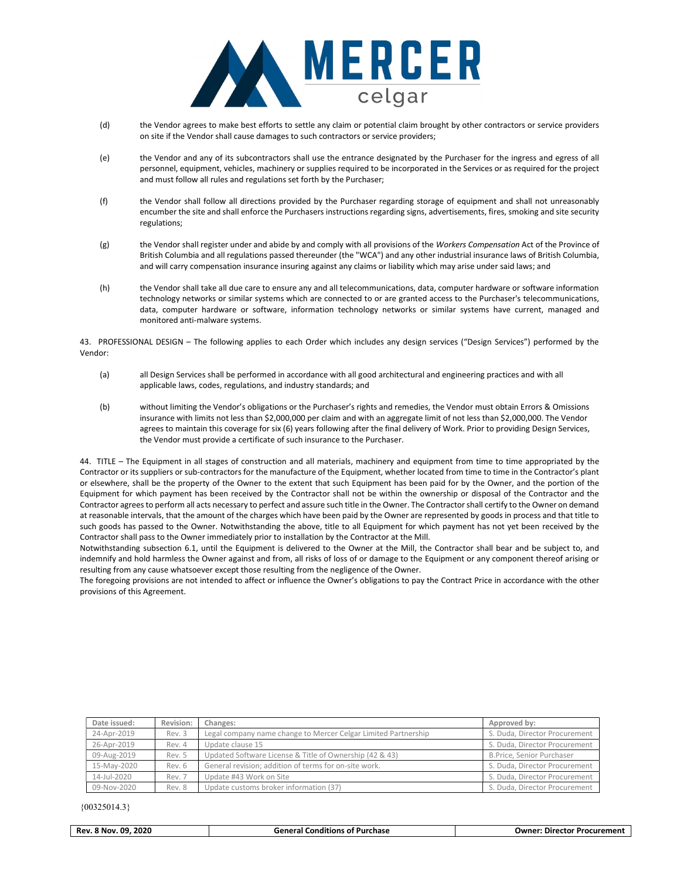(d) the Vendor agrees to make best efforts to settle any claim or potential claim brought by other contractors or service providers on site if the Vendor shall cause damages to such contractors or service providers;

(e) the Vendor and any of its subcontractors shall use the entrance designated by the Purchaser for the ingress and egress of all personnel, equipment, vehicles, machinery or supplies required to be incorporated in the Services or as required for the project and must follow all rules and regulations set forth by the Purchaser;

(f) the Vendor shall follow all directions provided by the Purchaser regarding storage of equipment and shall not unreasonably encumber the site and shall enforce the Purchasers instructions regarding signs, advertisements, fires, smoking and site security regulations;

(g) the Vendor shall register under and abide by and comply with all provisions of the *Workers Compensation* Act of the Province of British Columbia and all regulations passed thereunder (the "WCA") and any other industrial insurance laws of British Columbia, and will carry compensation insurance insuring against any claims or liability which may arise under said laws; and

(h) the Vendor shall take all due care to ensure any and all telecommunications, data, computer hardware or software information technology networks or similar systems which are connected to or are granted access to the Purchaser's telecommunications, data, computer hardware or software, information technology networks or similar systems have current, managed and monitored anti-malware systems.

43. PROFESSIONAL DESIGN – The following applies to each Order which includes any design services ("Design Services") performed by the Vendor:

(a) all Design Services shall be performed in accordance with all good architectural and engineering practices and with all applicable laws, codes, regulations, and industry standards; and

(b) without limiting the Vendor's obligations or the Purchaser's rights and remedies, the Vendor must obtain Errors & Omissions insurance with limits not less than $2,000,000 per claim and with an aggregate limit of not less than $2,000,000. The Vendor agrees to maintain this coverage for six (6) years following after the final delivery of Work. Prior to providing Design Services, the Vendor must provide a certificate of such insurance to the Purchaser.

44. TITLE – The Equipment in all stages of construction and all materials, machinery and equipment from time to time appropriated by the Contractor or its suppliers or sub-contractors for the manufacture of the Equipment, whether located from time to time in the Contractor's plant or elsewhere, shall be the property of the Owner to the extent that such Equipment has been paid for by the Owner, and the portion of the Equipment for which payment has been received by the Contractor shall not be within the ownership or disposal of the Contractor and the Contractor agrees to perform all acts necessary to perfect and assure such title in the Owner. The Contractor shall certify to the Owner on demand at reasonable intervals, that the amount of the charges which have been paid by the Owner are represented by goods in process and that title to such goods has passed to the Owner. Notwithstanding the above, title to all Equipment for which payment has not yet been received by the Contractor shall pass to the Owner immediately prior to installation by the Contractor at the Mill.
Notwithstanding subsection 6.1, until the Equipment is delivered to the Owner at the Mill, the Contractor shall bear and be subject to, and indemnify and hold harmless the Owner against and from, all risks of loss of or damage to the Equipment or any component thereof arising or resulting from any cause whatsoever except those resulting from the negligence of the Owner.
The foregoing provisions are not intended to affect or influence the Owner's obligations to pay the Contract Price in accordance with the other provisions of this Agreement.

| Date issued: | Revision: | Changes: | Approved by: |
|---|---|---|---|
| 24-Apr-2019 | Rev. 3 | Legal company name change to Mercer Celgar Limited Partnership | S. Duda, Director Procurement |
| 26-Apr-2019 | Rev. 4 | Update clause 15 | S. Duda, Director Procurement |
| 09-Aug-2019 | Rev. 5 | Updated Software License & Title of Ownership (42 & 43) | B.Price, Senior Purchaser |
| 15-May-2020 | Rev. 6 | General revision; addition of terms for on-site work. | S. Duda, Director Procurement |
| 14-Jul-2020 | Rev. 7 | Update #43 Work on Site | S. Duda, Director Procurement |
| 09-Nov-2020 | Rev. 8 | Update customs broker information (37) | S. Duda, Director Procurement |

{00325014.3}